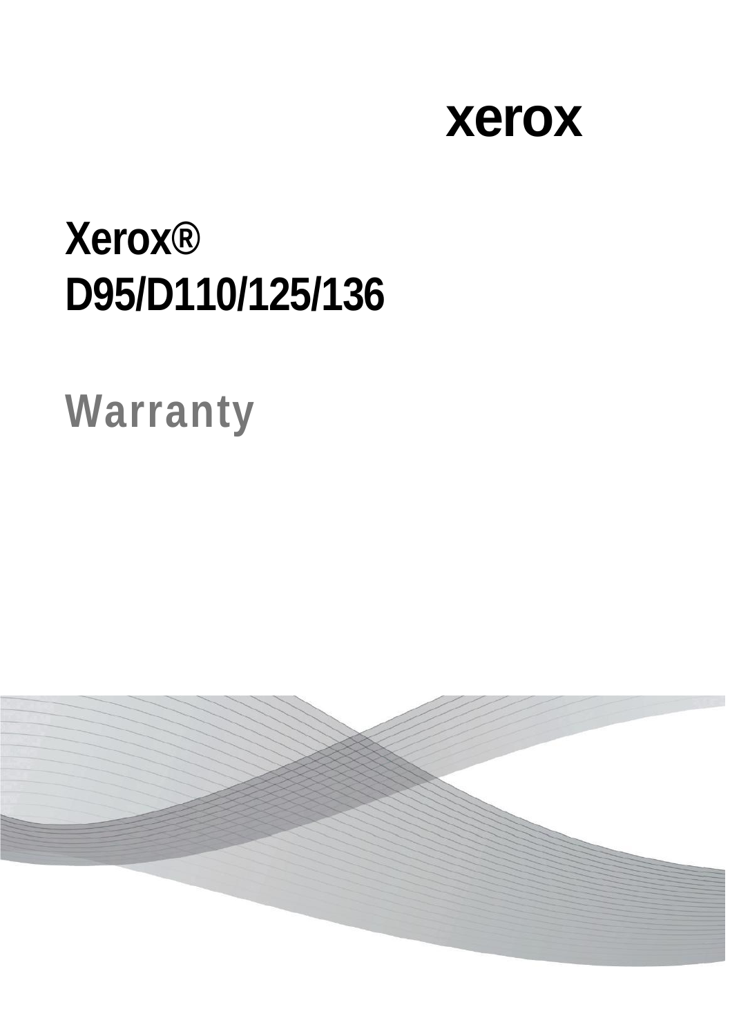xerox

# Xerox® D95/D110/125/136

## Warranty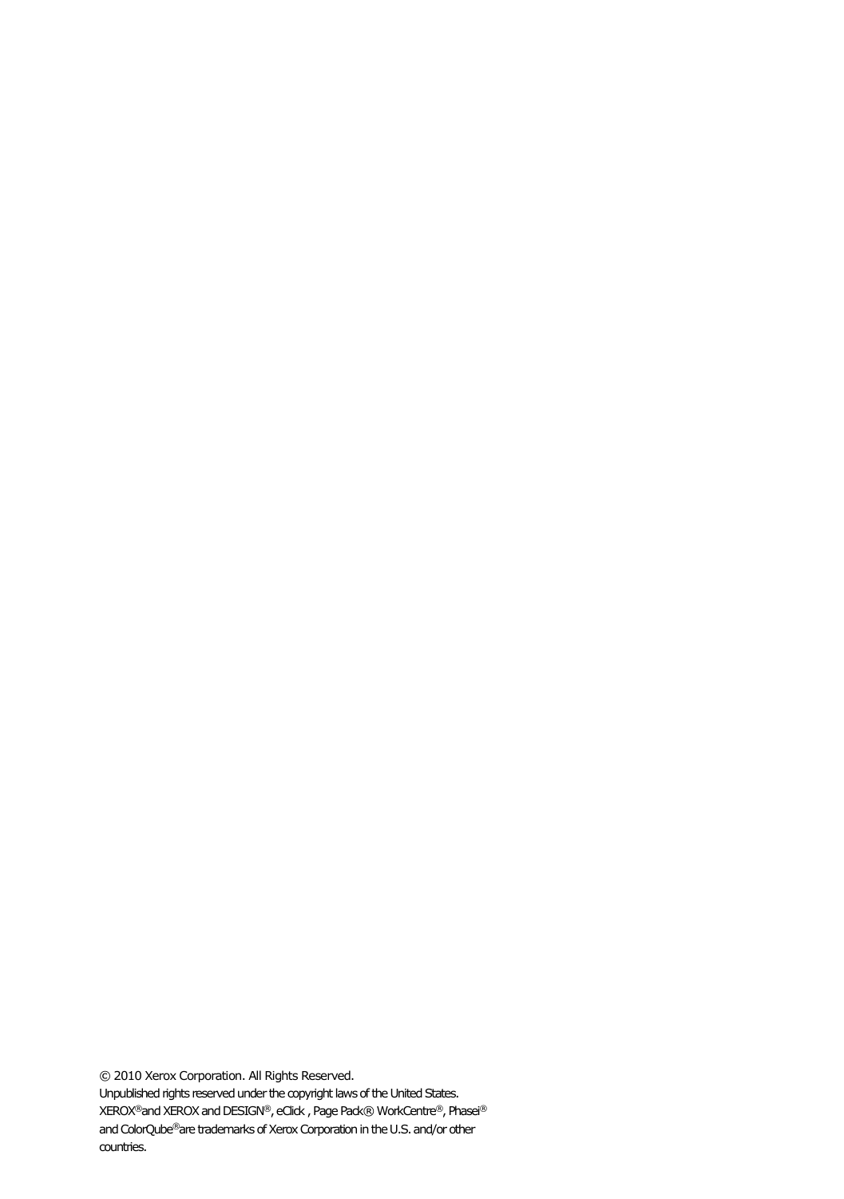© 2010 Xerox Corporation. All Rights Reserved.

Unpublished rights reserved under the copyright laws of the United States. XEROX®and XEROX and DESIGN®, eClick , Page Pack® WorkCentre®, Phasei® and ColorQube®are trademarks of Xerox Corporation in the U.S. and/or other countries.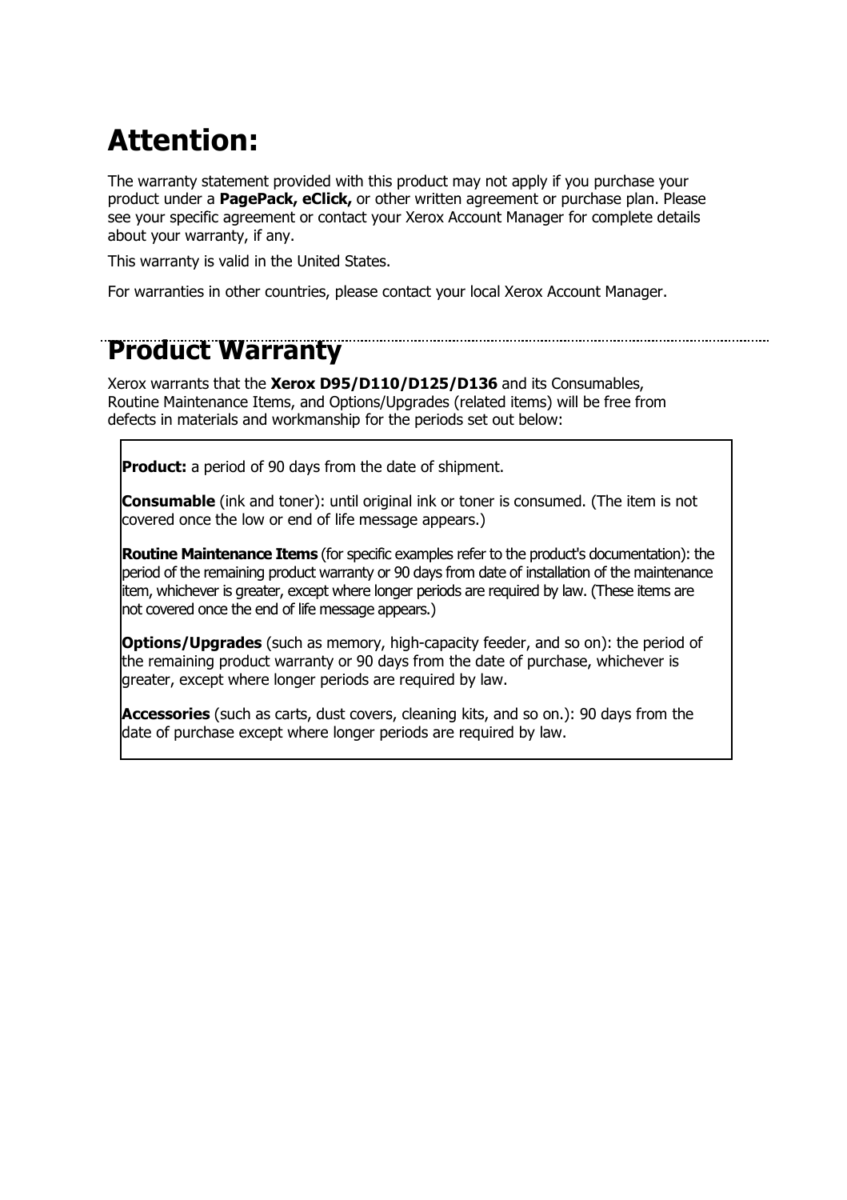# Attention:

The warranty statement provided with this product may not apply if you purchase your product under a **PagePack, eClick,** or other written agreement or purchase plan. Please see your specific agreement or contact your Xerox Account Manager for complete details about your warranty, if any.

This warranty is valid in the United States.

For warranties in other countries, please contact your local Xerox Account Manager.

# Product Warranty

Xerox warrants that the **Xerox D95/D110/D125/D136** and its Consumables, Routine Maintenance Items, and Options/Upgrades (related items) will be free from defects in materials and workmanship for the periods set out below:

**Product:** a period of 90 days from the date of shipment.

**Consumable** (ink and toner): until original ink or toner is consumed. (The item is not covered once the low or end of life message appears.)

**Routine Maintenance Items** (for specific examples refer to the product's documentation): the period of the remaining product warranty or 90 days from date of installation of the maintenance item, whichever is greater, except where longer periods are required by law. (These items are not covered once the end of life message appears.)

**Options/Upgrades** (such as memory, high-capacity feeder, and so on): the period of the remaining product warranty or 90 days from the date of purchase, whichever is greater, except where longer periods are required by law.

**Accessories** (such as carts, dust covers, cleaning kits, and so on.): 90 days from the date of purchase except where longer periods are required by law.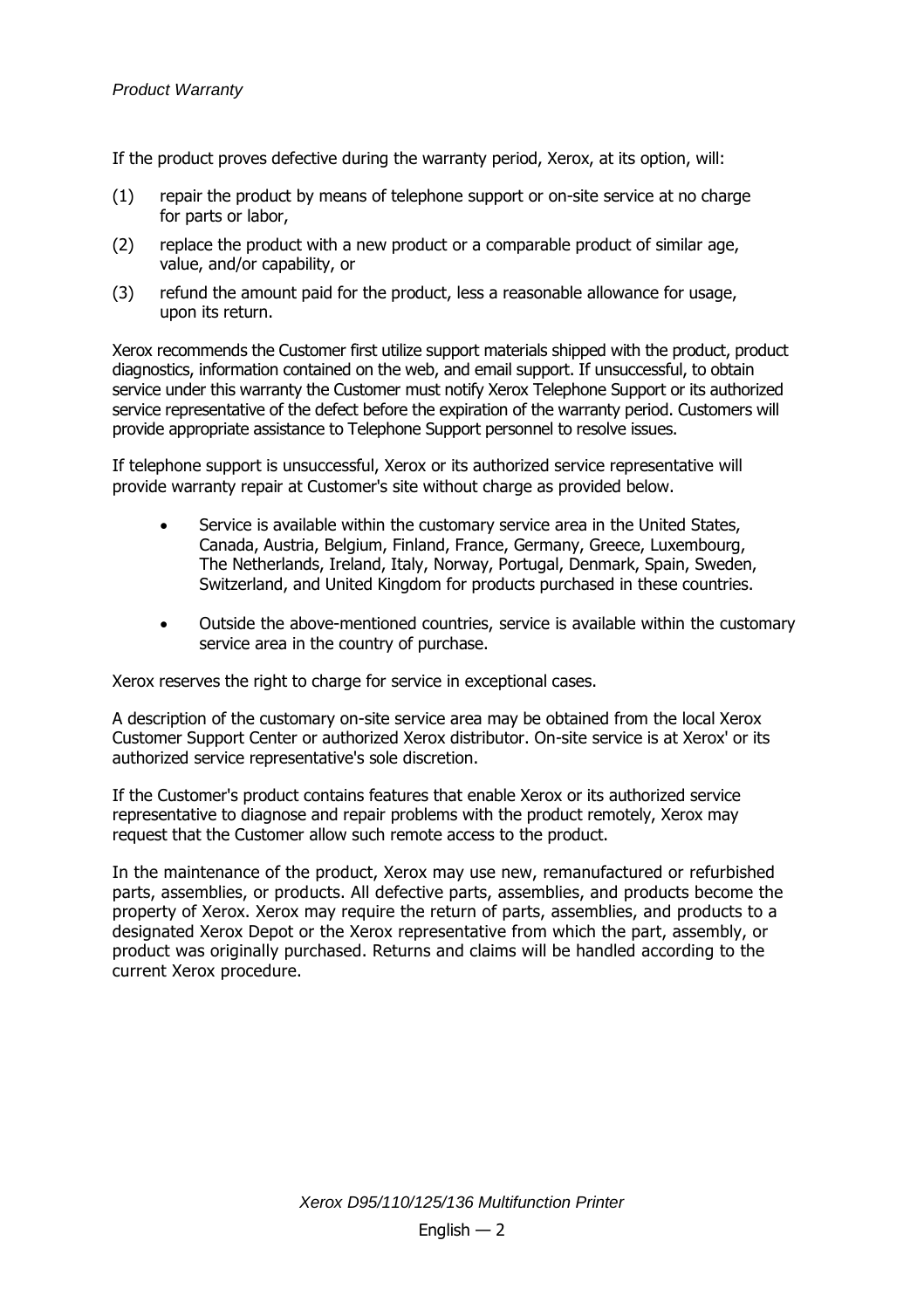If the product proves defective during the warranty period, Xerox, at its option, will:

(1) repair the product by means of telephone support or on-site service at no charge for parts or labor,

(2) replace the product with a new product or a comparable product of similar age, value, and/or capability, or

(3) refund the amount paid for the product, less a reasonable allowance for usage, upon its return.

Xerox recommends the Customer first utilize support materials shipped with the product, product diagnostics, information contained on the web, and email support. If unsuccessful, to obtain service under this warranty the Customer must notify Xerox Telephone Support or its authorized service representative of the defect before the expiration of the warranty period. Customers will provide appropriate assistance to Telephone Support personnel to resolve issues.

If telephone support is unsuccessful, Xerox or its authorized service representative will provide warranty repair at Customer's site without charge as provided below.

- Service is available within the customary service area in the United States, Canada, Austria, Belgium, Finland, France, Germany, Greece, Luxembourg, The Netherlands, Ireland, Italy, Norway, Portugal, Denmark, Spain, Sweden, Switzerland, and United Kingdom for products purchased in these countries.
- Outside the above-mentioned countries, service is available within the customary service area in the country of purchase.

Xerox reserves the right to charge for service in exceptional cases.

A description of the customary on-site service area may be obtained from the local Xerox Customer Support Center or authorized Xerox distributor. On-site service is at Xerox' or its authorized service representative's sole discretion.

If the Customer's product contains features that enable Xerox or its authorized service representative to diagnose and repair problems with the product remotely, Xerox may request that the Customer allow such remote access to the product.

In the maintenance of the product, Xerox may use new, remanufactured or refurbished parts, assemblies, or products. All defective parts, assemblies, and products become the property of Xerox. Xerox may require the return of parts, assemblies, and products to a designated Xerox Depot or the Xerox representative from which the part, assembly, or product was originally purchased. Returns and claims will be handled according to the current Xerox procedure.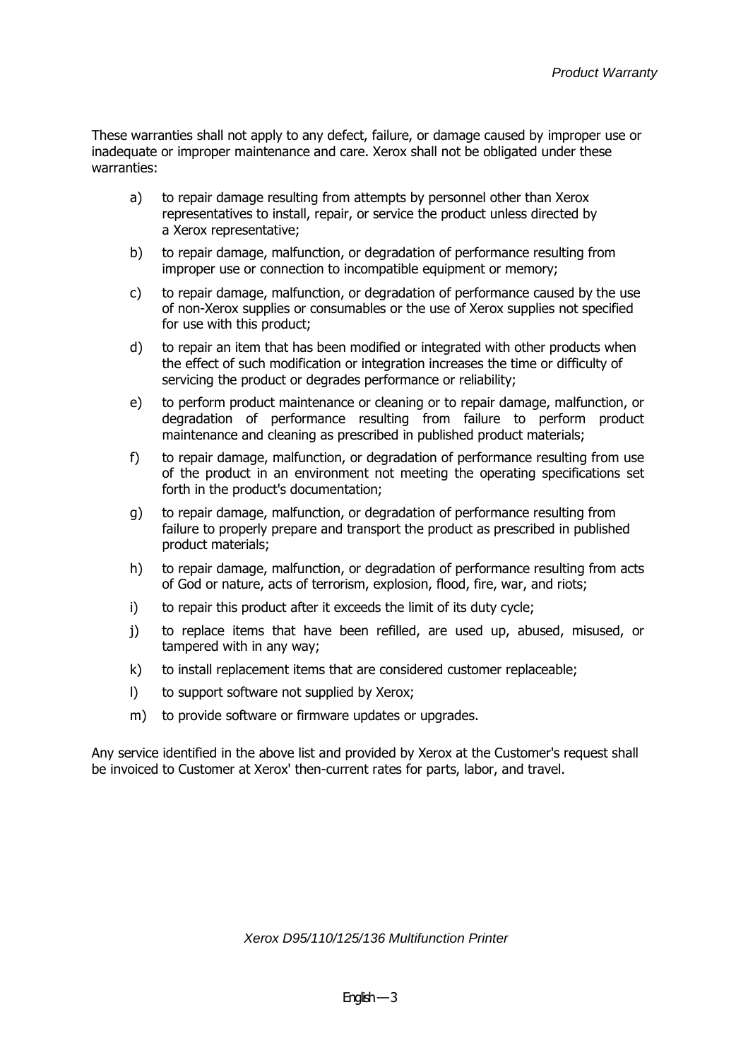These warranties shall not apply to any defect, failure, or damage caused by improper use or inadequate or improper maintenance and care. Xerox shall not be obligated under these warranties:

a) to repair damage resulting from attempts by personnel other than Xerox representatives to install, repair, or service the product unless directed by a Xerox representative;

b) to repair damage, malfunction, or degradation of performance resulting from improper use or connection to incompatible equipment or memory;

c) to repair damage, malfunction, or degradation of performance caused by the use of non-Xerox supplies or consumables or the use of Xerox supplies not specified for use with this product;

d) to repair an item that has been modified or integrated with other products when the effect of such modification or integration increases the time or difficulty of servicing the product or degrades performance or reliability;

e) to perform product maintenance or cleaning or to repair damage, malfunction, or degradation of performance resulting from failure to perform product maintenance and cleaning as prescribed in published product materials;

f) to repair damage, malfunction, or degradation of performance resulting from use of the product in an environment not meeting the operating specifications set forth in the product's documentation;

g) to repair damage, malfunction, or degradation of performance resulting from failure to properly prepare and transport the product as prescribed in published product materials;

h) to repair damage, malfunction, or degradation of performance resulting from acts of God or nature, acts of terrorism, explosion, flood, fire, war, and riots;

i) to repair this product after it exceeds the limit of its duty cycle;

j) to replace items that have been refilled, are used up, abused, misused, or tampered with in any way;

k) to install replacement items that are considered customer replaceable;

l) to support software not supplied by Xerox;

m) to provide software or firmware updates or upgrades.

Any service identified in the above list and provided by Xerox at the Customer's request shall be invoiced to Customer at Xerox' then-current rates for parts, labor, and travel.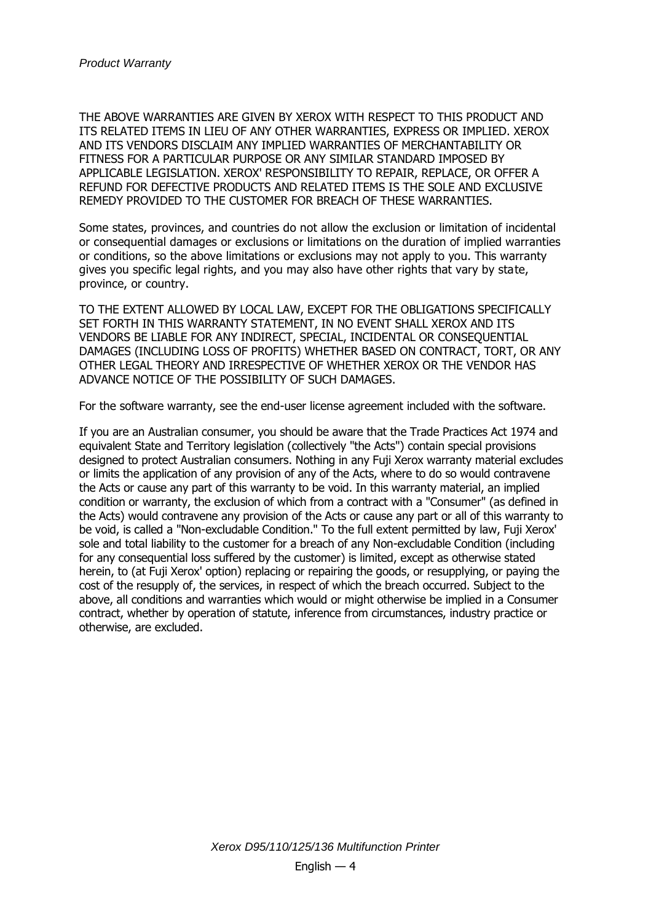THE ABOVE WARRANTIES ARE GIVEN BY XEROX WITH RESPECT TO THIS PRODUCT AND ITS RELATED ITEMS IN LIEU OF ANY OTHER WARRANTIES, EXPRESS OR IMPLIED. XEROX AND ITS VENDORS DISCLAIM ANY IMPLIED WARRANTIES OF MERCHANTABILITY OR FITNESS FOR A PARTICULAR PURPOSE OR ANY SIMILAR STANDARD IMPOSED BY APPLICABLE LEGISLATION. XEROX' RESPONSIBILITY TO REPAIR, REPLACE, OR OFFER A REFUND FOR DEFECTIVE PRODUCTS AND RELATED ITEMS IS THE SOLE AND EXCLUSIVE REMEDY PROVIDED TO THE CUSTOMER FOR BREACH OF THESE WARRANTIES.

Some states, provinces, and countries do not allow the exclusion or limitation of incidental or consequential damages or exclusions or limitations on the duration of implied warranties or conditions, so the above limitations or exclusions may not apply to you. This warranty gives you specific legal rights, and you may also have other rights that vary by state, province, or country.

TO THE EXTENT ALLOWED BY LOCAL LAW, EXCEPT FOR THE OBLIGATIONS SPECIFICALLY SET FORTH IN THIS WARRANTY STATEMENT, IN NO EVENT SHALL XEROX AND ITS VENDORS BE LIABLE FOR ANY INDIRECT, SPECIAL, INCIDENTAL OR CONSEQUENTIAL DAMAGES (INCLUDING LOSS OF PROFITS) WHETHER BASED ON CONTRACT, TORT, OR ANY OTHER LEGAL THEORY AND IRRESPECTIVE OF WHETHER XEROX OR THE VENDOR HAS ADVANCE NOTICE OF THE POSSIBILITY OF SUCH DAMAGES.

For the software warranty, see the end-user license agreement included with the software.

If you are an Australian consumer, you should be aware that the Trade Practices Act 1974 and equivalent State and Territory legislation (collectively "the Acts") contain special provisions designed to protect Australian consumers. Nothing in any Fuji Xerox warranty material excludes or limits the application of any provision of any of the Acts, where to do so would contravene the Acts or cause any part of this warranty to be void. In this warranty material, an implied condition or warranty, the exclusion of which from a contract with a "Consumer" (as defined in the Acts) would contravene any provision of the Acts or cause any part or all of this warranty to be void, is called a "Non-excludable Condition." To the full extent permitted by law, Fuji Xerox' sole and total liability to the customer for a breach of any Non-excludable Condition (including for any consequential loss suffered by the customer) is limited, except as otherwise stated herein, to (at Fuji Xerox' option) replacing or repairing the goods, or resupplying, or paying the cost of the resupply of, the services, in respect of which the breach occurred. Subject to the above, all conditions and warranties which would or might otherwise be implied in a Consumer contract, whether by operation of statute, inference from circumstances, industry practice or otherwise, are excluded.